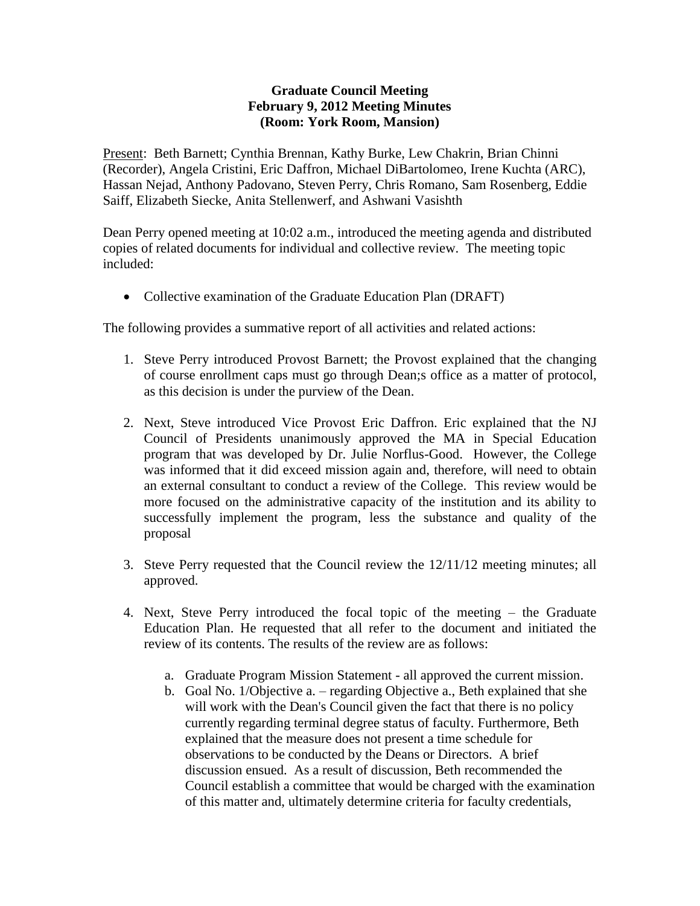**Graduate Council Meeting**
**February 9, 2012 Meeting Minutes**
**(Room: York Room, Mansion)**

Present: Beth Barnett; Cynthia Brennan, Kathy Burke, Lew Chakrin, Brian Chinni (Recorder), Angela Cristini, Eric Daffron, Michael DiBartolomeo, Irene Kuchta (ARC), Hassan Nejad, Anthony Padovano, Steven Perry, Chris Romano, Sam Rosenberg, Eddie Saiff, Elizabeth Siecke, Anita Stellenwerf, and Ashwani Vasishth

Dean Perry opened meeting at 10:02 a.m., introduced the meeting agenda and distributed copies of related documents for individual and collective review. The meeting topic included:

- Collective examination of the Graduate Education Plan (DRAFT)

The following provides a summative report of all activities and related actions:

1. Steve Perry introduced Provost Barnett; the Provost explained that the changing of course enrollment caps must go through Dean;s office as a matter of protocol, as this decision is under the purview of the Dean.

2. Next, Steve introduced Vice Provost Eric Daffron. Eric explained that the NJ Council of Presidents unanimously approved the MA in Special Education program that was developed by Dr. Julie Norflus-Good. However, the College was informed that it did exceed mission again and, therefore, will need to obtain an external consultant to conduct a review of the College. This review would be more focused on the administrative capacity of the institution and its ability to successfully implement the program, less the substance and quality of the proposal

3. Steve Perry requested that the Council review the 12/11/12 meeting minutes; all approved.

4. Next, Steve Perry introduced the focal topic of the meeting – the Graduate Education Plan. He requested that all refer to the document and initiated the review of its contents. The results of the review are as follows:

   a. Graduate Program Mission Statement - all approved the current mission.
   b. Goal No. 1/Objective a. – regarding Objective a., Beth explained that she will work with the Dean's Council given the fact that there is no policy currently regarding terminal degree status of faculty. Furthermore, Beth explained that the measure does not present a time schedule for observations to be conducted by the Deans or Directors. A brief discussion ensued. As a result of discussion, Beth recommended the Council establish a committee that would be charged with the examination of this matter and, ultimately determine criteria for faculty credentials,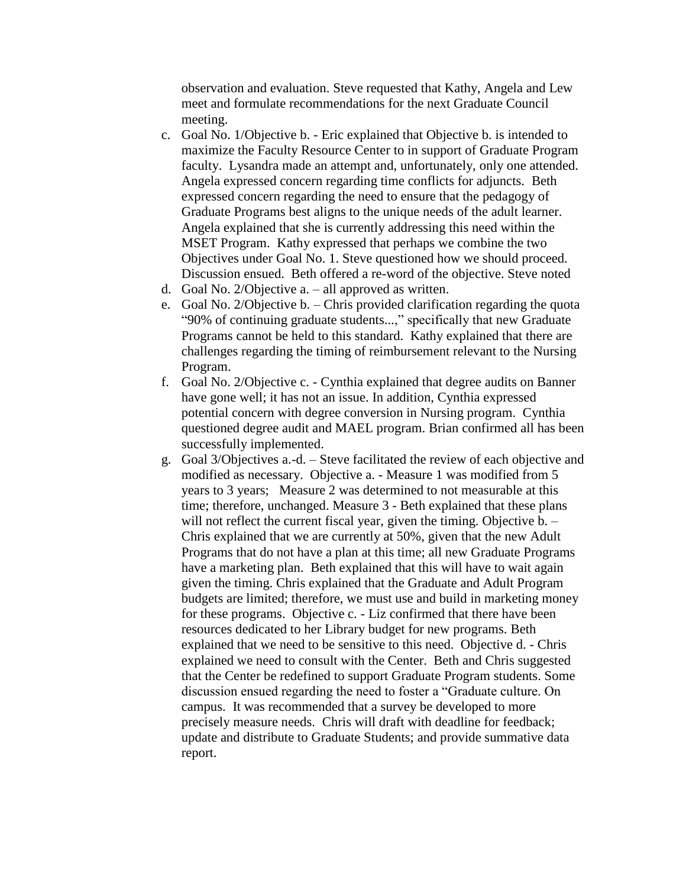observation and evaluation. Steve requested that Kathy, Angela and Lew meet and formulate recommendations for the next Graduate Council meeting.

c. Goal No. 1/Objective b. - Eric explained that Objective b. is intended to maximize the Faculty Resource Center to in support of Graduate Program faculty. Lysandra made an attempt and, unfortunately, only one attended. Angela expressed concern regarding time conflicts for adjuncts. Beth expressed concern regarding the need to ensure that the pedagogy of Graduate Programs best aligns to the unique needs of the adult learner. Angela explained that she is currently addressing this need within the MSET Program. Kathy expressed that perhaps we combine the two Objectives under Goal No. 1. Steve questioned how we should proceed. Discussion ensued. Beth offered a re-word of the objective. Steve noted
d. Goal No. 2/Objective a. – all approved as written.
e. Goal No. 2/Objective b. – Chris provided clarification regarding the quota "90% of continuing graduate students...," specifically that new Graduate Programs cannot be held to this standard. Kathy explained that there are challenges regarding the timing of reimbursement relevant to the Nursing Program.
f. Goal No. 2/Objective c. - Cynthia explained that degree audits on Banner have gone well; it has not an issue. In addition, Cynthia expressed potential concern with degree conversion in Nursing program. Cynthia questioned degree audit and MAEL program. Brian confirmed all has been successfully implemented.
g. Goal 3/Objectives a.-d. – Steve facilitated the review of each objective and modified as necessary. Objective a. - Measure 1 was modified from 5 years to 3 years; Measure 2 was determined to not measurable at this time; therefore, unchanged. Measure 3 - Beth explained that these plans will not reflect the current fiscal year, given the timing. Objective b. – Chris explained that we are currently at 50%, given that the new Adult Programs that do not have a plan at this time; all new Graduate Programs have a marketing plan. Beth explained that this will have to wait again given the timing. Chris explained that the Graduate and Adult Program budgets are limited; therefore, we must use and build in marketing money for these programs. Objective c. - Liz confirmed that there have been resources dedicated to her Library budget for new programs. Beth explained that we need to be sensitive to this need. Objective d. - Chris explained we need to consult with the Center. Beth and Chris suggested that the Center be redefined to support Graduate Program students. Some discussion ensued regarding the need to foster a "Graduate culture. On campus. It was recommended that a survey be developed to more precisely measure needs. Chris will draft with deadline for feedback; update and distribute to Graduate Students; and provide summative data report.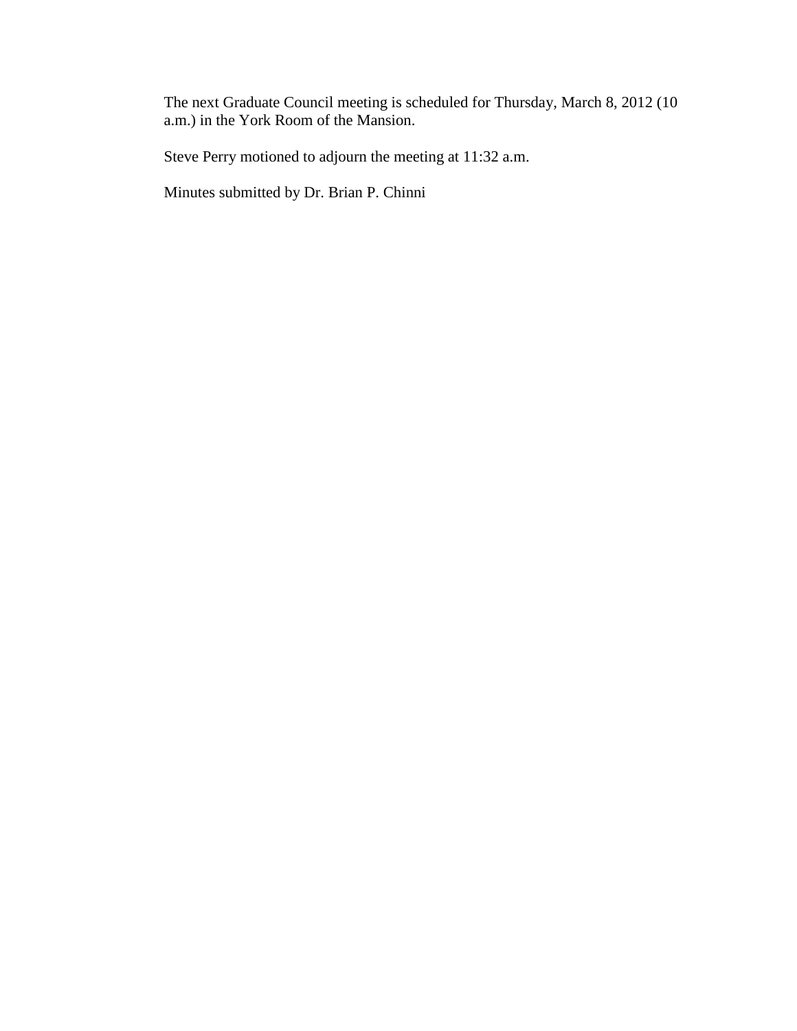The next Graduate Council meeting is scheduled for Thursday, March 8, 2012 (10 a.m.) in the York Room of the Mansion.

Steve Perry motioned to adjourn the meeting at 11:32 a.m.

Minutes submitted by Dr. Brian P. Chinni